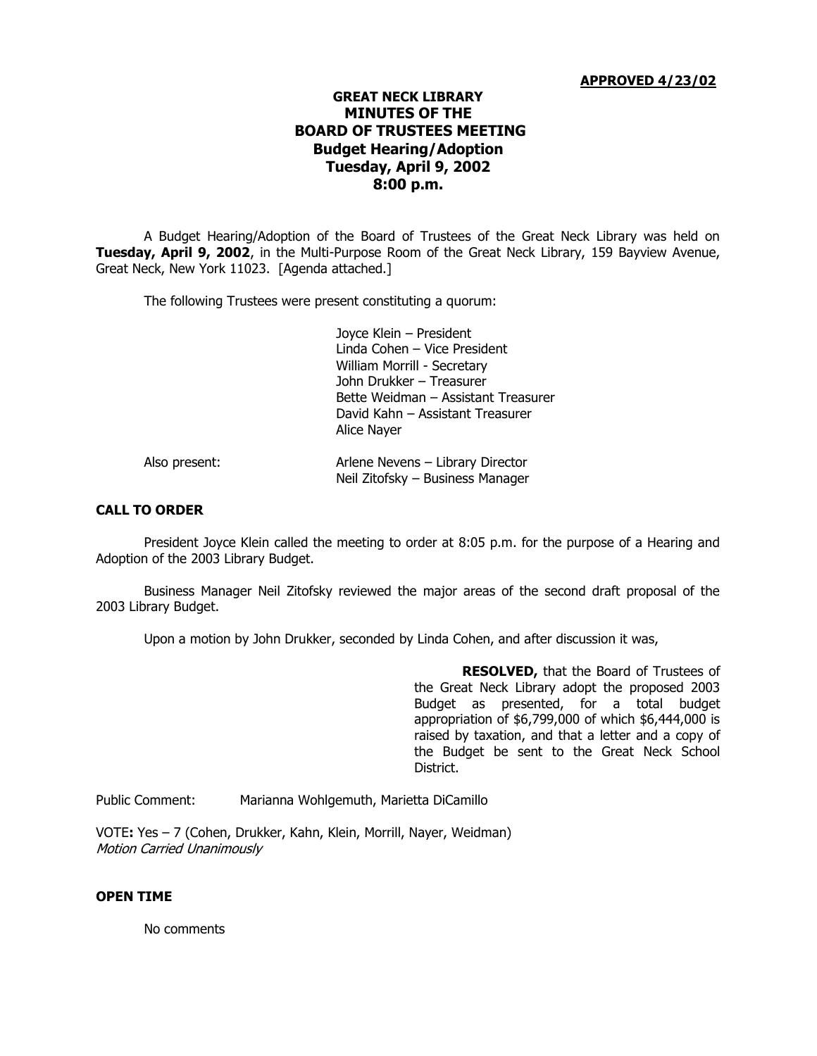**APPROVED 4/23/02**

# GREAT NECK LIBRARY
## MINUTES OF THE
## BOARD OF TRUSTEES MEETING
### Budget Hearing/Adoption
### Tuesday, April 9, 2002
### 8:00 p.m.

A Budget Hearing/Adoption of the Board of Trustees of the Great Neck Library was held on **Tuesday, April 9, 2002**, in the Multi-Purpose Room of the Great Neck Library, 159 Bayview Avenue, Great Neck, New York 11023. [Agenda attached.]

The following Trustees were present constituting a quorum:

Joyce Klein – President
Linda Cohen – Vice President
William Morrill - Secretary
John Drukker – Treasurer
Bette Weidman – Assistant Treasurer
David Kahn – Assistant Treasurer
Alice Nayer

Also present:

Arlene Nevens – Library Director
Neil Zitofsky – Business Manager

**CALL TO ORDER**

President Joyce Klein called the meeting to order at 8:05 p.m. for the purpose of a Hearing and Adoption of the 2003 Library Budget.

Business Manager Neil Zitofsky reviewed the major areas of the second draft proposal of the 2003 Library Budget.

Upon a motion by John Drukker, seconded by Linda Cohen, and after discussion it was,

> **RESOLVED,** that the Board of Trustees of the Great Neck Library adopt the proposed 2003 Budget as presented, for a total budget appropriation of $6,799,000 of which $6,444,000 is raised by taxation, and that a letter and a copy of the Budget be sent to the Great Neck School District.

Public Comment: Marianna Wohlgemuth, Marietta DiCamillo

VOTE**:** Yes – 7 (Cohen, Drukker, Kahn, Klein, Morrill, Nayer, Weidman)
*Motion Carried Unanimously*

**OPEN TIME**

No comments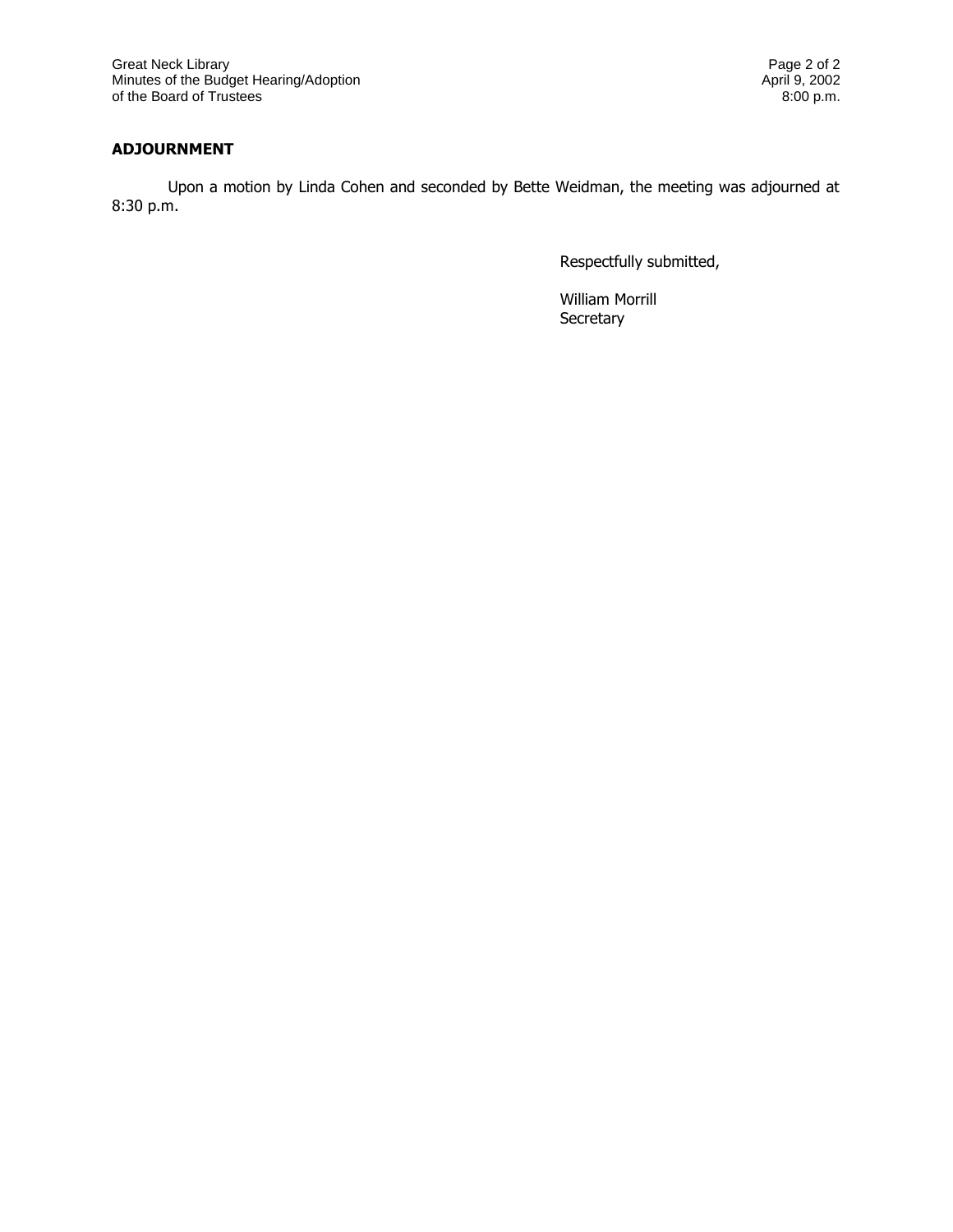## ADJOURNMENT

Upon a motion by Linda Cohen and seconded by Bette Weidman, the meeting was adjourned at 8:30 p.m.

Respectfully submitted,

William Morrill
Secretary